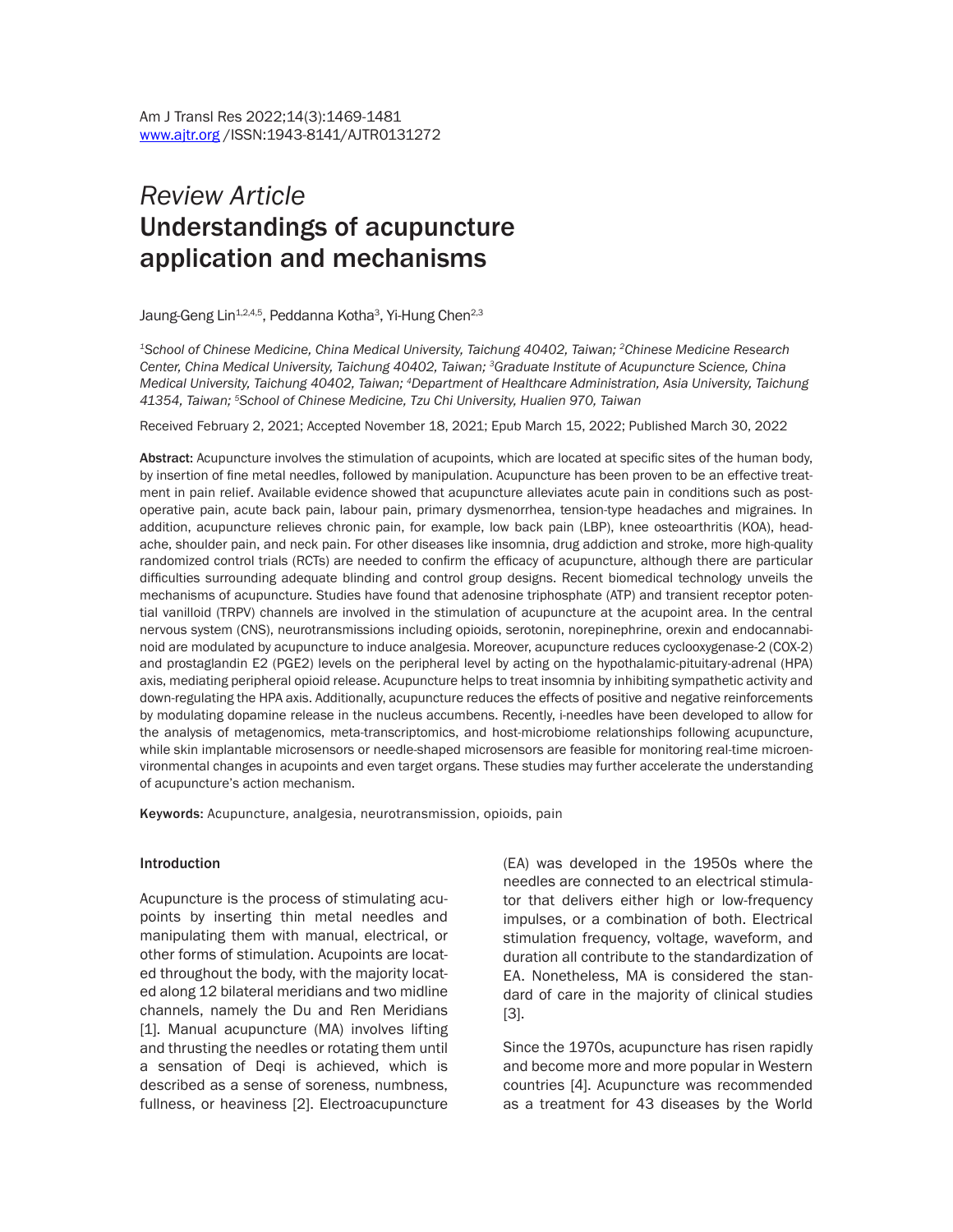*Review Article*

# Understandings of acupuncture application and mechanisms

Jaung-Geng Lin[1,2,4,5], Peddanna Kotha[3], Yi-Hung Chen[2,3]

[1]*School of Chinese Medicine, China Medical University, Taichung 40402, Taiwan;* [2]*Chinese Medicine Research Center, China Medical University, Taichung 40402, Taiwan;* [3]*Graduate Institute of Acupuncture Science, China Medical University, Taichung 40402, Taiwan;* [4]*Department of Healthcare Administration, Asia University, Taichung 41354, Taiwan;* [5]*School of Chinese Medicine, Tzu Chi University, Hualien 970, Taiwan*

Received February 2, 2021; Accepted November 18, 2021; Epub March 15, 2022; Published March 30, 2022

**Abstract:** Acupuncture involves the stimulation of acupoints, which are located at specific sites of the human body, by insertion of fine metal needles, followed by manipulation. Acupuncture has been proven to be an effective treatment in pain relief. Available evidence showed that acupuncture alleviates acute pain in conditions such as post-operative pain, acute back pain, labour pain, primary dysmenorrhea, tension-type headaches and migraines. In addition, acupuncture relieves chronic pain, for example, low back pain (LBP), knee osteoarthritis (KOA), headache, shoulder pain, and neck pain. For other diseases like insomnia, drug addiction and stroke, more high-quality randomized control trials (RCTs) are needed to confirm the efficacy of acupuncture, although there are particular difficulties surrounding adequate blinding and control group designs. Recent biomedical technology unveils the mechanisms of acupuncture. Studies have found that adenosine triphosphate (ATP) and transient receptor potential vanilloid (TRPV) channels are involved in the stimulation of acupuncture at the acupoint area. In the central nervous system (CNS), neurotransmissions including opioids, serotonin, norepinephrine, orexin and endocannabinoid are modulated by acupuncture to induce analgesia. Moreover, acupuncture reduces cyclooxygenase-2 (COX-2) and prostaglandin E2 (PGE2) levels on the peripheral level by acting on the hypothalamic-pituitary-adrenal (HPA) axis, mediating peripheral opioid release. Acupuncture helps to treat insomnia by inhibiting sympathetic activity and down-regulating the HPA axis. Additionally, acupuncture reduces the effects of positive and negative reinforcements by modulating dopamine release in the nucleus accumbens. Recently, i-needles have been developed to allow for the analysis of metagenomics, meta-transcriptomics, and host-microbiome relationships following acupuncture, while skin implantable microsensors or needle-shaped microsensors are feasible for monitoring real-time microenvironmental changes in acupoints and even target organs. These studies may further accelerate the understanding of acupuncture's action mechanism.

**Keywords:** Acupuncture, analgesia, neurotransmission, opioids, pain

## Introduction

Acupuncture is the process of stimulating acupoints by inserting thin metal needles and manipulating them with manual, electrical, or other forms of stimulation. Acupoints are located throughout the body, with the majority located along 12 bilateral meridians and two midline channels, namely the Du and Ren Meridians [1]. Manual acupuncture (MA) involves lifting and thrusting the needles or rotating them until a sensation of Deqi is achieved, which is described as a sense of soreness, numbness, fullness, or heaviness [2]. Electroacupuncture (EA) was developed in the 1950s where the needles are connected to an electrical stimulator that delivers either high or low-frequency impulses, or a combination of both. Electrical stimulation frequency, voltage, waveform, and duration all contribute to the standardization of EA. Nonetheless, MA is considered the standard of care in the majority of clinical studies [3].

Since the 1970s, acupuncture has risen rapidly and become more and more popular in Western countries [4]. Acupuncture was recommended as a treatment for 43 diseases by the World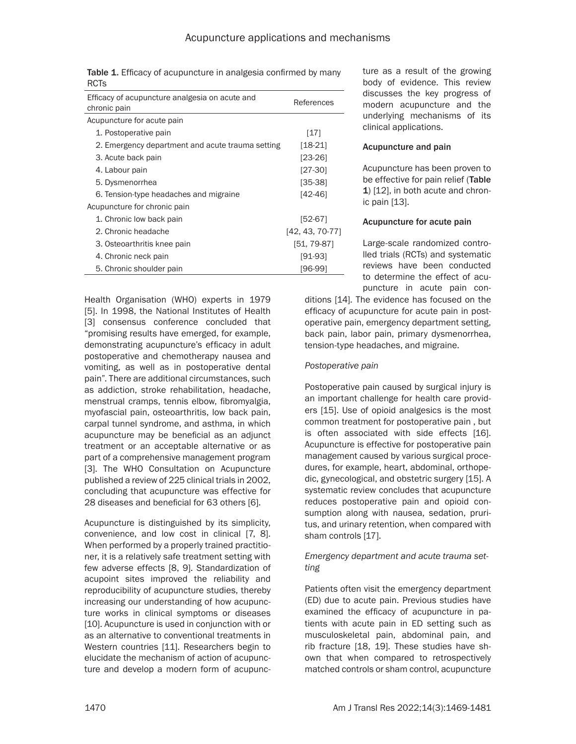Table 1. Efficacy of acupuncture in analgesia confirmed by many RCTs

| Efficacy of acupuncture analgesia on acute and chronic pain | References |
|---|---|
| Acupuncture for acute pain | |
| 1. Postoperative pain | [17] |
| 2. Emergency department and acute trauma setting | [18-21] |
| 3. Acute back pain | [23-26] |
| 4. Labour pain | [27-30] |
| 5. Dysmenorrhea | [35-38] |
| 6. Tension-type headaches and migraine | [42-46] |
| Acupuncture for chronic pain | |
| 1. Chronic low back pain | [52-67] |
| 2. Chronic headache | [42, 43, 70-77] |
| 3. Osteoarthritis knee pain | [51, 79-87] |
| 4. Chronic neck pain | [91-93] |
| 5. Chronic shoulder pain | [96-99] |

Health Organisation (WHO) experts in 1979 [5]. In 1998, the National Institutes of Health [3] consensus conference concluded that "promising results have emerged, for example, demonstrating acupuncture's efficacy in adult postoperative and chemotherapy nausea and vomiting, as well as in postoperative dental pain". There are additional circumstances, such as addiction, stroke rehabilitation, headache, menstrual cramps, tennis elbow, fibromyalgia, myofascial pain, osteoarthritis, low back pain, carpal tunnel syndrome, and asthma, in which acupuncture may be beneficial as an adjunct treatment or an acceptable alternative or as part of a comprehensive management program [3]. The WHO Consultation on Acupuncture published a review of 225 clinical trials in 2002, concluding that acupuncture was effective for 28 diseases and beneficial for 63 others [6].

Acupuncture is distinguished by its simplicity, convenience, and low cost in clinical [7, 8]. When performed by a properly trained practitioner, it is a relatively safe treatment setting with few adverse effects [8, 9]. Standardization of acupoint sites improved the reliability and reproducibility of acupuncture studies, thereby increasing our understanding of how acupuncture works in clinical symptoms or diseases [10]. Acupuncture is used in conjunction with or as an alternative to conventional treatments in Western countries [11]. Researchers begin to elucidate the mechanism of action of acupuncture and develop a modern form of acupuncture as a result of the growing body of evidence. This review discusses the key progress of modern acupuncture and the underlying mechanisms of its clinical applications.

## Acupuncture and pain

Acupuncture has been proven to be effective for pain relief (**Table 1**) [12], in both acute and chronic pain [13].

### Acupuncture for acute pain

Large-scale randomized controlled trials (RCTs) and systematic reviews have been conducted to determine the effect of acupuncture in acute pain conditions [14]. The evidence has focused on the efficacy of acupuncture for acute pain in postoperative pain, emergency department setting, back pain, labor pain, primary dysmenorrhea, tension-type headaches, and migraine.

*Postoperative pain*

Postoperative pain caused by surgical injury is an important challenge for health care providers [15]. Use of opioid analgesics is the most common treatment for postoperative pain , but is often associated with side effects [16]. Acupuncture is effective for postoperative pain management caused by various surgical procedures, for example, heart, abdominal, orthopedic, gynecological, and obstetric surgery [15]. A systematic review concludes that acupuncture reduces postoperative pain and opioid consumption along with nausea, sedation, pruritus, and urinary retention, when compared with sham controls [17].

*Emergency department and acute trauma setting*

Patients often visit the emergency department (ED) due to acute pain. Previous studies have examined the efficacy of acupuncture in patients with acute pain in ED setting such as musculoskeletal pain, abdominal pain, and rib fracture [18, 19]. These studies have shown that when compared to retrospectively matched controls or sham control, acupuncture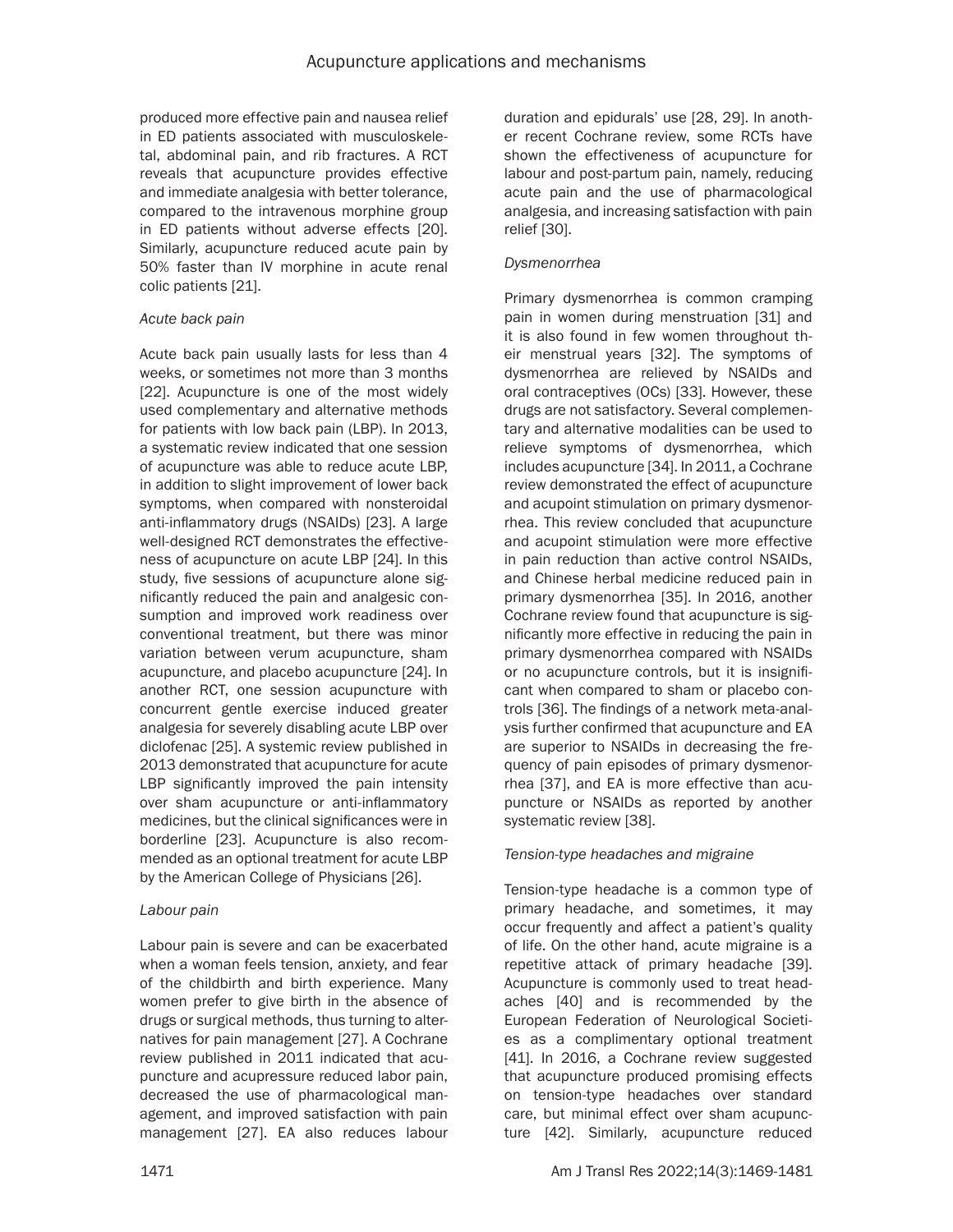produced more effective pain and nausea relief in ED patients associated with musculoskeletal, abdominal pain, and rib fractures. A RCT reveals that acupuncture provides effective and immediate analgesia with better tolerance, compared to the intravenous morphine group in ED patients without adverse effects [20]. Similarly, acupuncture reduced acute pain by 50% faster than IV morphine in acute renal colic patients [21].

*Acute back pain*

Acute back pain usually lasts for less than 4 weeks, or sometimes not more than 3 months [22]. Acupuncture is one of the most widely used complementary and alternative methods for patients with low back pain (LBP). In 2013, a systematic review indicated that one session of acupuncture was able to reduce acute LBP, in addition to slight improvement of lower back symptoms, when compared with nonsteroidal anti-inflammatory drugs (NSAIDs) [23]. A large well-designed RCT demonstrates the effectiveness of acupuncture on acute LBP [24]. In this study, five sessions of acupuncture alone significantly reduced the pain and analgesic consumption and improved work readiness over conventional treatment, but there was minor variation between verum acupuncture, sham acupuncture, and placebo acupuncture [24]. In another RCT, one session acupuncture with concurrent gentle exercise induced greater analgesia for severely disabling acute LBP over diclofenac [25]. A systemic review published in 2013 demonstrated that acupuncture for acute LBP significantly improved the pain intensity over sham acupuncture or anti-inflammatory medicines, but the clinical significances were in borderline [23]. Acupuncture is also recommended as an optional treatment for acute LBP by the American College of Physicians [26].

*Labour pain*

Labour pain is severe and can be exacerbated when a woman feels tension, anxiety, and fear of the childbirth and birth experience. Many women prefer to give birth in the absence of drugs or surgical methods, thus turning to alternatives for pain management [27]. A Cochrane review published in 2011 indicated that acupuncture and acupressure reduced labor pain, decreased the use of pharmacological management, and improved satisfaction with pain management [27]. EA also reduces labour duration and epidurals' use [28, 29]. In another recent Cochrane review, some RCTs have shown the effectiveness of acupuncture for labour and post-partum pain, namely, reducing acute pain and the use of pharmacological analgesia, and increasing satisfaction with pain relief [30].

*Dysmenorrhea*

Primary dysmenorrhea is common cramping pain in women during menstruation [31] and it is also found in few women throughout their menstrual years [32]. The symptoms of dysmenorrhea are relieved by NSAIDs and oral contraceptives (OCs) [33]. However, these drugs are not satisfactory. Several complementary and alternative modalities can be used to relieve symptoms of dysmenorrhea, which includes acupuncture [34]. In 2011, a Cochrane review demonstrated the effect of acupuncture and acupoint stimulation on primary dysmenorrhea. This review concluded that acupuncture and acupoint stimulation were more effective in pain reduction than active control NSAIDs, and Chinese herbal medicine reduced pain in primary dysmenorrhea [35]. In 2016, another Cochrane review found that acupuncture is significantly more effective in reducing the pain in primary dysmenorrhea compared with NSAIDs or no acupuncture controls, but it is insignificant when compared to sham or placebo controls [36]. The findings of a network meta-analysis further confirmed that acupuncture and EA are superior to NSAIDs in decreasing the frequency of pain episodes of primary dysmenorrhea [37], and EA is more effective than acupuncture or NSAIDs as reported by another systematic review [38].

*Tension-type headaches and migraine*

Tension-type headache is a common type of primary headache, and sometimes, it may occur frequently and affect a patient's quality of life. On the other hand, acute migraine is a repetitive attack of primary headache [39]. Acupuncture is commonly used to treat headaches [40] and is recommended by the European Federation of Neurological Societies as a complimentary optional treatment [41]. In 2016, a Cochrane review suggested that acupuncture produced promising effects on tension-type headaches over standard care, but minimal effect over sham acupuncture [42]. Similarly, acupuncture reduced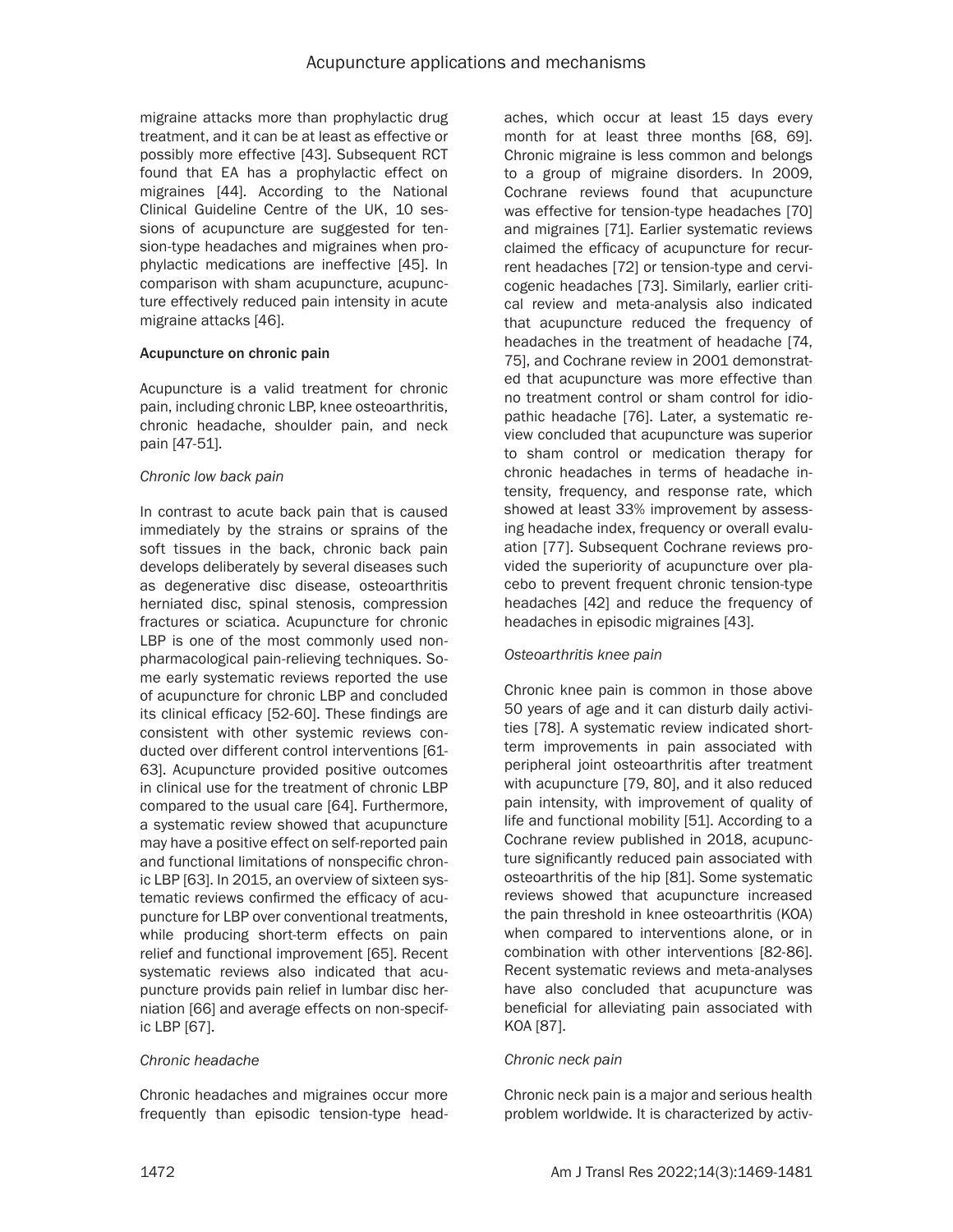migraine attacks more than prophylactic drug treatment, and it can be at least as effective or possibly more effective [43]. Subsequent RCT found that EA has a prophylactic effect on migraines [44]. According to the National Clinical Guideline Centre of the UK, 10 sessions of acupuncture are suggested for tension-type headaches and migraines when prophylactic medications are ineffective [45]. In comparison with sham acupuncture, acupuncture effectively reduced pain intensity in acute migraine attacks [46].

#### Acupuncture on chronic pain

Acupuncture is a valid treatment for chronic pain, including chronic LBP, knee osteoarthritis, chronic headache, shoulder pain, and neck pain [47-51].

*Chronic low back pain*

In contrast to acute back pain that is caused immediately by the strains or sprains of the soft tissues in the back, chronic back pain develops deliberately by several diseases such as degenerative disc disease, osteoarthritis herniated disc, spinal stenosis, compression fractures or sciatica. Acupuncture for chronic LBP is one of the most commonly used non-pharmacological pain-relieving techniques. Some early systematic reviews reported the use of acupuncture for chronic LBP and concluded its clinical efficacy [52-60]. These findings are consistent with other systemic reviews conducted over different control interventions [61-63]. Acupuncture provided positive outcomes in clinical use for the treatment of chronic LBP compared to the usual care [64]. Furthermore, a systematic review showed that acupuncture may have a positive effect on self-reported pain and functional limitations of nonspecific chronic LBP [63]. In 2015, an overview of sixteen systematic reviews confirmed the efficacy of acupuncture for LBP over conventional treatments, while producing short-term effects on pain relief and functional improvement [65]. Recent systematic reviews also indicated that acupuncture provids pain relief in lumbar disc herniation [66] and average effects on non-specific LBP [67].

*Chronic headache*

Chronic headaches and migraines occur more frequently than episodic tension-type headaches, which occur at least 15 days every month for at least three months [68, 69]. Chronic migraine is less common and belongs to a group of migraine disorders. In 2009, Cochrane reviews found that acupuncture was effective for tension-type headaches [70] and migraines [71]. Earlier systematic reviews claimed the efficacy of acupuncture for recurrent headaches [72] or tension-type and cervicogenic headaches [73]. Similarly, earlier critical review and meta-analysis also indicated that acupuncture reduced the frequency of headaches in the treatment of headache [74, 75], and Cochrane review in 2001 demonstrated that acupuncture was more effective than no treatment control or sham control for idiopathic headache [76]. Later, a systematic review concluded that acupuncture was superior to sham control or medication therapy for chronic headaches in terms of headache intensity, frequency, and response rate, which showed at least 33% improvement by assessing headache index, frequency or overall evaluation [77]. Subsequent Cochrane reviews provided the superiority of acupuncture over placebo to prevent frequent chronic tension-type headaches [42] and reduce the frequency of headaches in episodic migraines [43].

*Osteoarthritis knee pain*

Chronic knee pain is common in those above 50 years of age and it can disturb daily activities [78]. A systematic review indicated short-term improvements in pain associated with peripheral joint osteoarthritis after treatment with acupuncture [79, 80], and it also reduced pain intensity, with improvement of quality of life and functional mobility [51]. According to a Cochrane review published in 2018, acupuncture significantly reduced pain associated with osteoarthritis of the hip [81]. Some systematic reviews showed that acupuncture increased the pain threshold in knee osteoarthritis (KOA) when compared to interventions alone, or in combination with other interventions [82-86]. Recent systematic reviews and meta-analyses have also concluded that acupuncture was beneficial for alleviating pain associated with KOA [87].

*Chronic neck pain*

Chronic neck pain is a major and serious health problem worldwide. It is characterized by activ-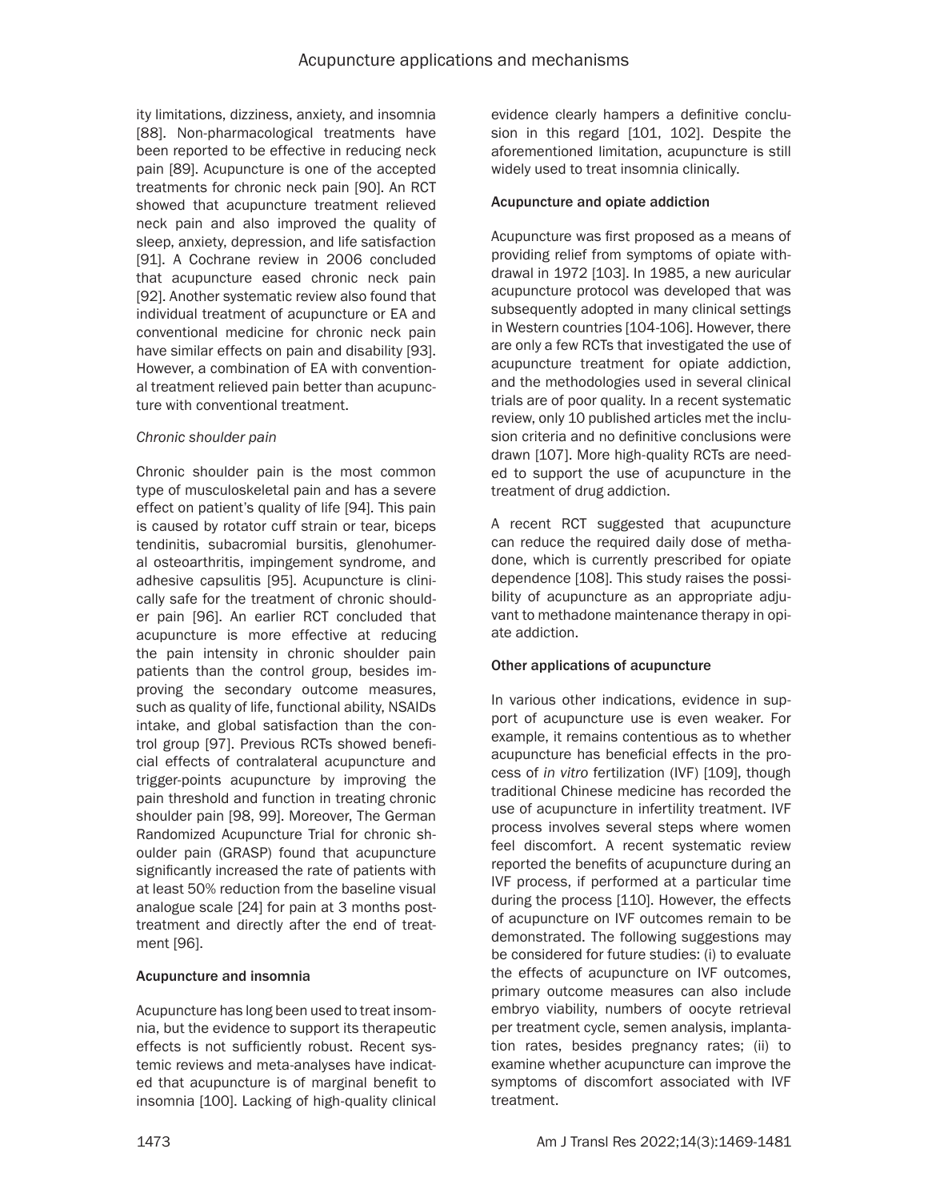ity limitations, dizziness, anxiety, and insomnia [88]. Non-pharmacological treatments have been reported to be effective in reducing neck pain [89]. Acupuncture is one of the accepted treatments for chronic neck pain [90]. An RCT showed that acupuncture treatment relieved neck pain and also improved the quality of sleep, anxiety, depression, and life satisfaction [91]. A Cochrane review in 2006 concluded that acupuncture eased chronic neck pain [92]. Another systematic review also found that individual treatment of acupuncture or EA and conventional medicine for chronic neck pain have similar effects on pain and disability [93]. However, a combination of EA with conventional treatment relieved pain better than acupuncture with conventional treatment.

*Chronic shoulder pain*

Chronic shoulder pain is the most common type of musculoskeletal pain and has a severe effect on patient's quality of life [94]. This pain is caused by rotator cuff strain or tear, biceps tendinitis, subacromial bursitis, glenohumeral osteoarthritis, impingement syndrome, and adhesive capsulitis [95]. Acupuncture is clinically safe for the treatment of chronic shoulder pain [96]. An earlier RCT concluded that acupuncture is more effective at reducing the pain intensity in chronic shoulder pain patients than the control group, besides improving the secondary outcome measures, such as quality of life, functional ability, NSAIDs intake, and global satisfaction than the control group [97]. Previous RCTs showed beneficial effects of contralateral acupuncture and trigger-points acupuncture by improving the pain threshold and function in treating chronic shoulder pain [98, 99]. Moreover, The German Randomized Acupuncture Trial for chronic shoulder pain (GRASP) found that acupuncture significantly increased the rate of patients with at least 50% reduction from the baseline visual analogue scale [24] for pain at 3 months post-treatment and directly after the end of treatment [96].

### Acupuncture and insomnia

Acupuncture has long been used to treat insomnia, but the evidence to support its therapeutic effects is not sufficiently robust. Recent systemic reviews and meta-analyses have indicated that acupuncture is of marginal benefit to insomnia [100]. Lacking of high-quality clinical evidence clearly hampers a definitive conclusion in this regard [101, 102]. Despite the aforementioned limitation, acupuncture is still widely used to treat insomnia clinically.

### Acupuncture and opiate addiction

Acupuncture was first proposed as a means of providing relief from symptoms of opiate withdrawal in 1972 [103]. In 1985, a new auricular acupuncture protocol was developed that was subsequently adopted in many clinical settings in Western countries [104-106]. However, there are only a few RCTs that investigated the use of acupuncture treatment for opiate addiction, and the methodologies used in several clinical trials are of poor quality. In a recent systematic review, only 10 published articles met the inclusion criteria and no definitive conclusions were drawn [107]. More high-quality RCTs are needed to support the use of acupuncture in the treatment of drug addiction.

A recent RCT suggested that acupuncture can reduce the required daily dose of methadone, which is currently prescribed for opiate dependence [108]. This study raises the possibility of acupuncture as an appropriate adjuvant to methadone maintenance therapy in opiate addiction.

### Other applications of acupuncture

In various other indications, evidence in support of acupuncture use is even weaker. For example, it remains contentious as to whether acupuncture has beneficial effects in the process of *in vitro* fertilization (IVF) [109], though traditional Chinese medicine has recorded the use of acupuncture in infertility treatment. IVF process involves several steps where women feel discomfort. A recent systematic review reported the benefits of acupuncture during an IVF process, if performed at a particular time during the process [110]. However, the effects of acupuncture on IVF outcomes remain to be demonstrated. The following suggestions may be considered for future studies: (i) to evaluate the effects of acupuncture on IVF outcomes, primary outcome measures can also include embryo viability, numbers of oocyte retrieval per treatment cycle, semen analysis, implantation rates, besides pregnancy rates; (ii) to examine whether acupuncture can improve the symptoms of discomfort associated with IVF treatment.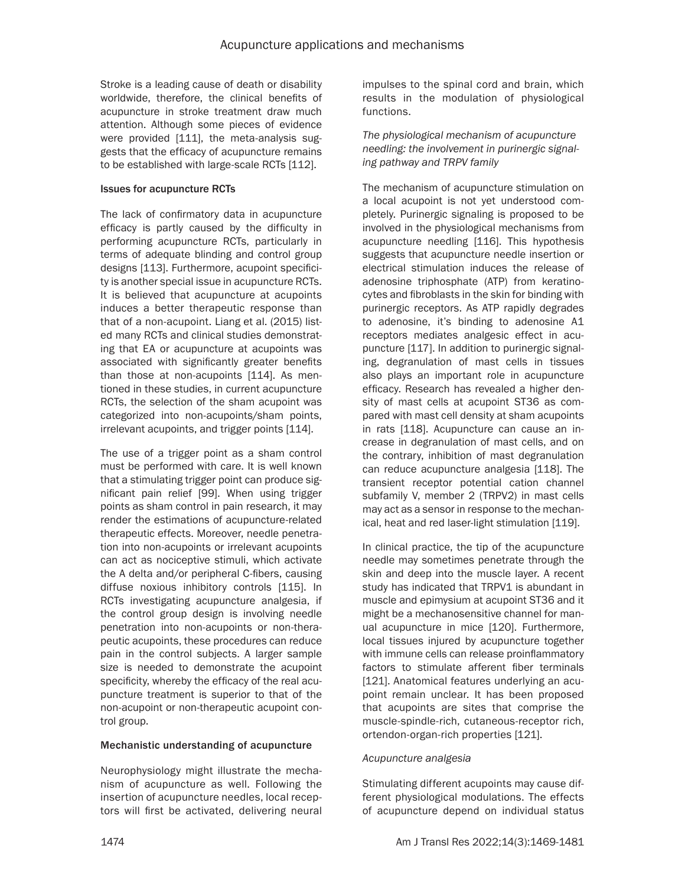Stroke is a leading cause of death or disability worldwide, therefore, the clinical benefits of acupuncture in stroke treatment draw much attention. Although some pieces of evidence were provided [111], the meta-analysis suggests that the efficacy of acupuncture remains to be established with large-scale RCTs [112].

**Issues for acupuncture RCTs**

The lack of confirmatory data in acupuncture efficacy is partly caused by the difficulty in performing acupuncture RCTs, particularly in terms of adequate blinding and control group designs [113]. Furthermore, acupoint specificity is another special issue in acupuncture RCTs. It is believed that acupuncture at acupoints induces a better therapeutic response than that of a non-acupoint. Liang et al. (2015) listed many RCTs and clinical studies demonstrating that EA or acupuncture at acupoints was associated with significantly greater benefits than those at non-acupoints [114]. As mentioned in these studies, in current acupuncture RCTs, the selection of the sham acupoint was categorized into non-acupoints/sham points, irrelevant acupoints, and trigger points [114].

The use of a trigger point as a sham control must be performed with care. It is well known that a stimulating trigger point can produce significant pain relief [99]. When using trigger points as sham control in pain research, it may render the estimations of acupuncture-related therapeutic effects. Moreover, needle penetration into non-acupoints or irrelevant acupoints can act as nociceptive stimuli, which activate the A delta and/or peripheral C-fibers, causing diffuse noxious inhibitory controls [115]. In RCTs investigating acupuncture analgesia, if the control group design is involving needle penetration into non-acupoints or non-therapeutic acupoints, these procedures can reduce pain in the control subjects. A larger sample size is needed to demonstrate the acupoint specificity, whereby the efficacy of the real acupuncture treatment is superior to that of the non-acupoint or non-therapeutic acupoint control group.

**Mechanistic understanding of acupuncture**

Neurophysiology might illustrate the mechanism of acupuncture as well. Following the insertion of acupuncture needles, local receptors will first be activated, delivering neural impulses to the spinal cord and brain, which results in the modulation of physiological functions.

*The physiological mechanism of acupuncture needling: the involvement in purinergic signaling pathway and TRPV family*

The mechanism of acupuncture stimulation on a local acupoint is not yet understood completely. Purinergic signaling is proposed to be involved in the physiological mechanisms from acupuncture needling [116]. This hypothesis suggests that acupuncture needle insertion or electrical stimulation induces the release of adenosine triphosphate (ATP) from keratinocytes and fibroblasts in the skin for binding with purinergic receptors. As ATP rapidly degrades to adenosine, it's binding to adenosine A1 receptors mediates analgesic effect in acupuncture [117]. In addition to purinergic signaling, degranulation of mast cells in tissues also plays an important role in acupuncture efficacy. Research has revealed a higher density of mast cells at acupoint ST36 as compared with mast cell density at sham acupoints in rats [118]. Acupuncture can cause an increase in degranulation of mast cells, and on the contrary, inhibition of mast degranulation can reduce acupuncture analgesia [118]. The transient receptor potential cation channel subfamily V, member 2 (TRPV2) in mast cells may act as a sensor in response to the mechanical, heat and red laser-light stimulation [119].

In clinical practice, the tip of the acupuncture needle may sometimes penetrate through the skin and deep into the muscle layer. A recent study has indicated that TRPV1 is abundant in muscle and epimysium at acupoint ST36 and it might be a mechanosensitive channel for manual acupuncture in mice [120]. Furthermore, local tissues injured by acupuncture together with immune cells can release proinflammatory factors to stimulate afferent fiber terminals [121]. Anatomical features underlying an acupoint remain unclear. It has been proposed that acupoints are sites that comprise the muscle-spindle-rich, cutaneous-receptor rich, ortendon-organ-rich properties [121].

*Acupuncture analgesia*

Stimulating different acupoints may cause different physiological modulations. The effects of acupuncture depend on individual status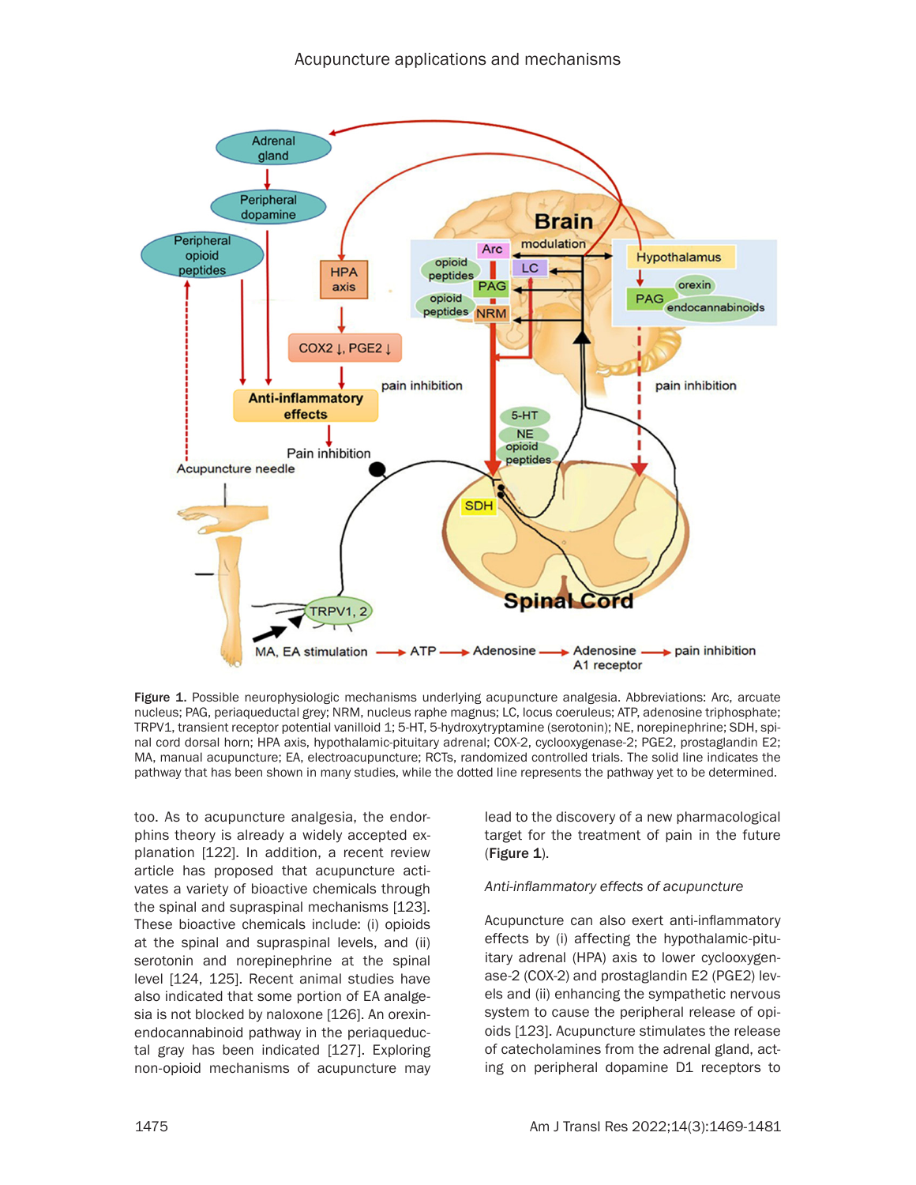Figure 1. Possible neurophysiologic mechanisms underlying acupuncture analgesia. Abbreviations: Arc, arcuate nucleus; PAG, periaqueductal grey; NRM, nucleus raphe magnus; LC, locus coeruleus; ATP, adenosine triphosphate; TRPV1, transient receptor potential vanilloid 1; 5-HT, 5-hydroxytryptamine (serotonin); NE, norepinephrine; SDH, spinal cord dorsal horn; HPA axis, hypothalamic-pituitary adrenal; COX-2, cyclooxygenase-2; PGE2, prostaglandin E2; MA, manual acupuncture; EA, electroacupuncture; RCTs, randomized controlled trials. The solid line indicates the pathway that has been shown in many studies, while the dotted line represents the pathway yet to be determined.

too. As to acupuncture analgesia, the endorphins theory is already a widely accepted explanation [122]. In addition, a recent review article has proposed that acupuncture activates a variety of bioactive chemicals through the spinal and supraspinal mechanisms [123]. These bioactive chemicals include: (i) opioids at the spinal and supraspinal levels, and (ii) serotonin and norepinephrine at the spinal level [124, 125]. Recent animal studies have also indicated that some portion of EA analgesia is not blocked by naloxone [126]. An orexin-endocannabinoid pathway in the periaqueductal gray has been indicated [127]. Exploring non-opioid mechanisms of acupuncture may lead to the discovery of a new pharmacological target for the treatment of pain in the future (**Figure 1**).

*Anti-inflammatory effects of acupuncture*

Acupuncture can also exert anti-inflammatory effects by (i) affecting the hypothalamic-pituitary adrenal (HPA) axis to lower cyclooxygenase-2 (COX-2) and prostaglandin E2 (PGE2) levels and (ii) enhancing the sympathetic nervous system to cause the peripheral release of opioids [123]. Acupuncture stimulates the release of catecholamines from the adrenal gland, acting on peripheral dopamine D1 receptors to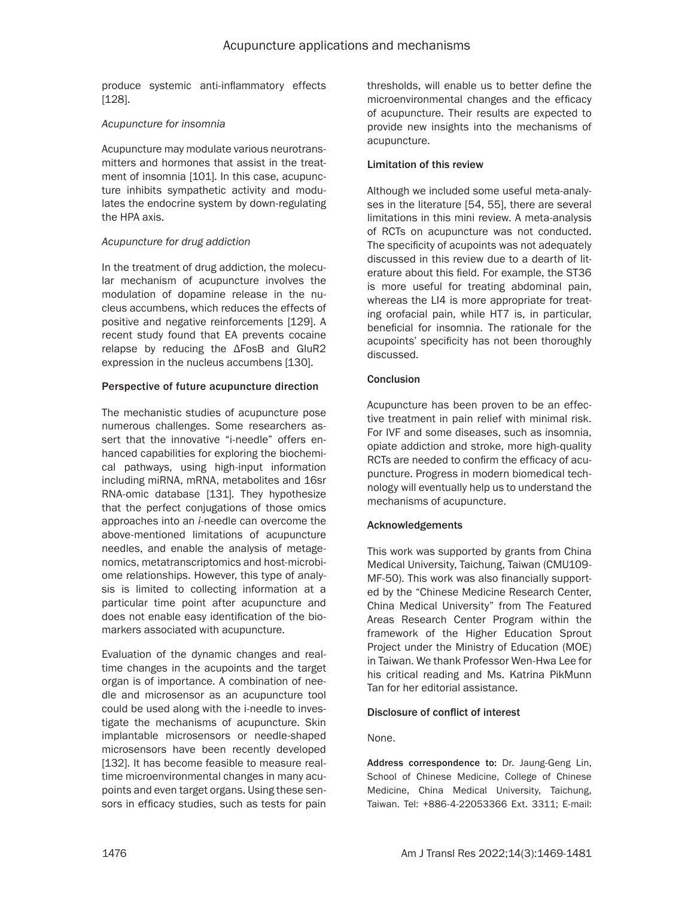produce systemic anti-inflammatory effects [128].

*Acupuncture for insomnia*

Acupuncture may modulate various neurotransmitters and hormones that assist in the treatment of insomnia [101]. In this case, acupuncture inhibits sympathetic activity and modulates the endocrine system by down-regulating the HPA axis.

*Acupuncture for drug addiction*

In the treatment of drug addiction, the molecular mechanism of acupuncture involves the modulation of dopamine release in the nucleus accumbens, which reduces the effects of positive and negative reinforcements [129]. A recent study found that EA prevents cocaine relapse by reducing the ΔFosB and GluR2 expression in the nucleus accumbens [130].

## Perspective of future acupuncture direction

The mechanistic studies of acupuncture pose numerous challenges. Some researchers assert that the innovative "i-needle" offers enhanced capabilities for exploring the biochemical pathways, using high-input information including miRNA, mRNA, metabolites and 16sr RNA-omic database [131]. They hypothesize that the perfect conjugations of those omics approaches into an *i*-needle can overcome the above-mentioned limitations of acupuncture needles, and enable the analysis of metagenomics, metatranscriptomics and host-microbiome relationships. However, this type of analysis is limited to collecting information at a particular time point after acupuncture and does not enable easy identification of the biomarkers associated with acupuncture.

Evaluation of the dynamic changes and real-time changes in the acupoints and the target organ is of importance. A combination of needle and microsensor as an acupuncture tool could be used along with the i-needle to investigate the mechanisms of acupuncture. Skin implantable microsensors or needle-shaped microsensors have been recently developed [132]. It has become feasible to measure real-time microenvironmental changes in many acupoints and even target organs. Using these sensors in efficacy studies, such as tests for pain thresholds, will enable us to better define the microenvironmental changes and the efficacy of acupuncture. Their results are expected to provide new insights into the mechanisms of acupuncture.

## Limitation of this review

Although we included some useful meta-analyses in the literature [54, 55], there are several limitations in this mini review. A meta-analysis of RCTs on acupuncture was not conducted. The specificity of acupoints was not adequately discussed in this review due to a dearth of literature about this field. For example, the ST36 is more useful for treating abdominal pain, whereas the LI4 is more appropriate for treating orofacial pain, while HT7 is, in particular, beneficial for insomnia. The rationale for the acupoints' specificity has not been thoroughly discussed.

## Conclusion

Acupuncture has been proven to be an effective treatment in pain relief with minimal risk. For IVF and some diseases, such as insomnia, opiate addiction and stroke, more high-quality RCTs are needed to confirm the efficacy of acupuncture. Progress in modern biomedical technology will eventually help us to understand the mechanisms of acupuncture.

## Acknowledgements

This work was supported by grants from China Medical University, Taichung, Taiwan (CMU109-MF-50). This work was also financially supported by the "Chinese Medicine Research Center, China Medical University" from The Featured Areas Research Center Program within the framework of the Higher Education Sprout Project under the Ministry of Education (MOE) in Taiwan. We thank Professor Wen-Hwa Lee for his critical reading and Ms. Katrina PikMunn Tan for her editorial assistance.

## Disclosure of conflict of interest

None.

**Address correspondence to:** Dr. Jaung-Geng Lin, School of Chinese Medicine, College of Chinese Medicine, China Medical University, Taichung, Taiwan. Tel: +886-4-22053366 Ext. 3311; E-mail: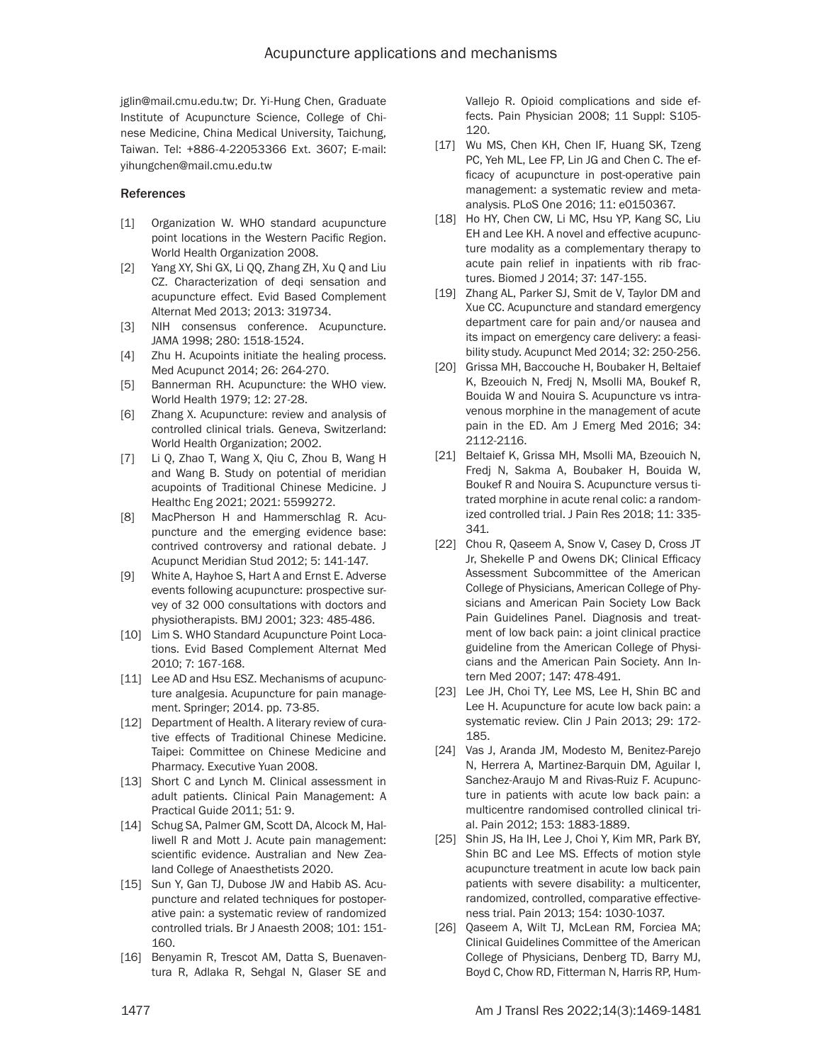jglin@mail.cmu.edu.tw; Dr. Yi-Hung Chen, Graduate Institute of Acupuncture Science, College of Chinese Medicine, China Medical University, Taichung, Taiwan. Tel: +886-4-22053366 Ext. 3607; E-mail: yihungchen@mail.cmu.edu.tw

## References

[1] Organization W. WHO standard acupuncture point locations in the Western Pacific Region. World Health Organization 2008.

[2] Yang XY, Shi GX, Li QQ, Zhang ZH, Xu Q and Liu CZ. Characterization of deqi sensation and acupuncture effect. Evid Based Complement Alternat Med 2013; 2013: 319734.

[3] NIH consensus conference. Acupuncture. JAMA 1998; 280: 1518-1524.

[4] Zhu H. Acupoints initiate the healing process. Med Acupunct 2014; 26: 264-270.

[5] Bannerman RH. Acupuncture: the WHO view. World Health 1979; 12: 27-28.

[6] Zhang X. Acupuncture: review and analysis of controlled clinical trials. Geneva, Switzerland: World Health Organization; 2002.

[7] Li Q, Zhao T, Wang X, Qiu C, Zhou B, Wang H and Wang B. Study on potential of meridian acupoints of Traditional Chinese Medicine. J Healthc Eng 2021; 2021: 5599272.

[8] MacPherson H and Hammerschlag R. Acupuncture and the emerging evidence base: contrived controversy and rational debate. J Acupunct Meridian Stud 2012; 5: 141-147.

[9] White A, Hayhoe S, Hart A and Ernst E. Adverse events following acupuncture: prospective survey of 32 000 consultations with doctors and physiotherapists. BMJ 2001; 323: 485-486.

[10] Lim S. WHO Standard Acupuncture Point Locations. Evid Based Complement Alternat Med 2010; 7: 167-168.

[11] Lee AD and Hsu ESZ. Mechanisms of acupuncture analgesia. Acupuncture for pain management. Springer; 2014. pp. 73-85.

[12] Department of Health. A literary review of curative effects of Traditional Chinese Medicine. Taipei: Committee on Chinese Medicine and Pharmacy. Executive Yuan 2008.

[13] Short C and Lynch M. Clinical assessment in adult patients. Clinical Pain Management: A Practical Guide 2011; 51: 9.

[14] Schug SA, Palmer GM, Scott DA, Alcock M, Halliwell R and Mott J. Acute pain management: scientific evidence. Australian and New Zealand College of Anaesthetists 2020.

[15] Sun Y, Gan TJ, Dubose JW and Habib AS. Acupuncture and related techniques for postoperative pain: a systematic review of randomized controlled trials. Br J Anaesth 2008; 101: 151-160.

[16] Benyamin R, Trescot AM, Datta S, Buenaventura R, Adlaka R, Sehgal N, Glaser SE and Vallejo R. Opioid complications and side effects. Pain Physician 2008; 11 Suppl: S105-120.

[17] Wu MS, Chen KH, Chen IF, Huang SK, Tzeng PC, Yeh ML, Lee FP, Lin JG and Chen C. The efficacy of acupuncture in post-operative pain management: a systematic review and meta-analysis. PLoS One 2016; 11: e0150367.

[18] Ho HY, Chen CW, Li MC, Hsu YP, Kang SC, Liu EH and Lee KH. A novel and effective acupuncture modality as a complementary therapy to acute pain relief in inpatients with rib fractures. Biomed J 2014; 37: 147-155.

[19] Zhang AL, Parker SJ, Smit de V, Taylor DM and Xue CC. Acupuncture and standard emergency department care for pain and/or nausea and its impact on emergency care delivery: a feasibility study. Acupunct Med 2014; 32: 250-256.

[20] Grissa MH, Baccouche H, Boubaker H, Beltaief K, Bzeouich N, Fredj N, Msolli MA, Boukef R, Bouida W and Nouira S. Acupuncture vs intravenous morphine in the management of acute pain in the ED. Am J Emerg Med 2016; 34: 2112-2116.

[21] Beltaief K, Grissa MH, Msolli MA, Bzeouich N, Fredj N, Sakma A, Boubaker H, Bouida W, Boukef R and Nouira S. Acupuncture versus titrated morphine in acute renal colic: a randomized controlled trial. J Pain Res 2018; 11: 335-341.

[22] Chou R, Qaseem A, Snow V, Casey D, Cross JT Jr, Shekelle P and Owens DK; Clinical Efficacy Assessment Subcommittee of the American College of Physicians, American College of Physicians and American Pain Society Low Back Pain Guidelines Panel. Diagnosis and treatment of low back pain: a joint clinical practice guideline from the American College of Physicians and the American Pain Society. Ann Intern Med 2007; 147: 478-491.

[23] Lee JH, Choi TY, Lee MS, Lee H, Shin BC and Lee H. Acupuncture for acute low back pain: a systematic review. Clin J Pain 2013; 29: 172-185.

[24] Vas J, Aranda JM, Modesto M, Benitez-Parejo N, Herrera A, Martinez-Barquin DM, Aguilar I, Sanchez-Araujo M and Rivas-Ruiz F. Acupuncture in patients with acute low back pain: a multicentre randomised controlled clinical trial. Pain 2012; 153: 1883-1889.

[25] Shin JS, Ha IH, Lee J, Choi Y, Kim MR, Park BY, Shin BC and Lee MS. Effects of motion style acupuncture treatment in acute low back pain patients with severe disability: a multicenter, randomized, controlled, comparative effectiveness trial. Pain 2013; 154: 1030-1037.

[26] Qaseem A, Wilt TJ, McLean RM, Forciea MA; Clinical Guidelines Committee of the American College of Physicians, Denberg TD, Barry MJ, Boyd C, Chow RD, Fitterman N, Harris RP, Hum-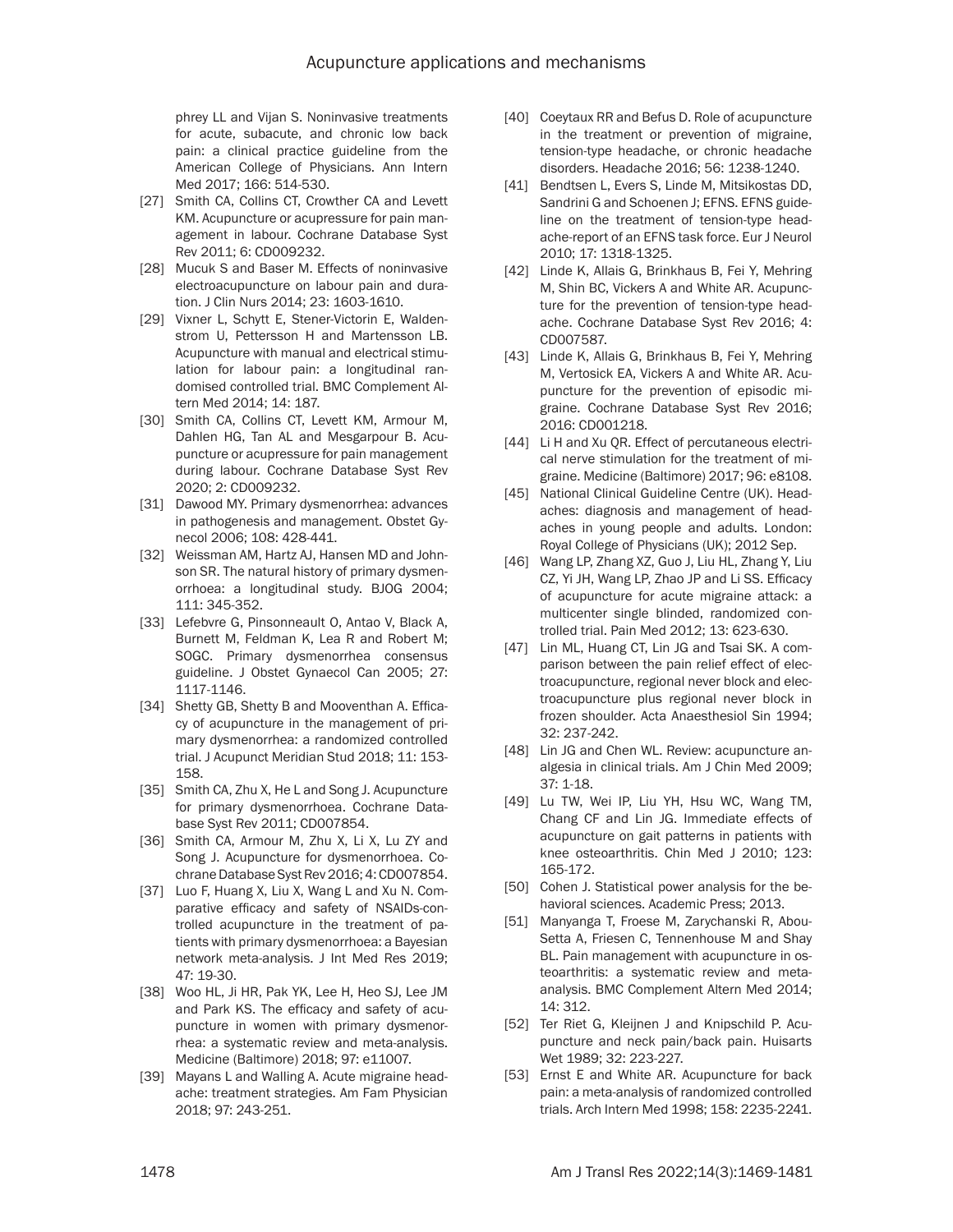phrey LL and Vijan S. Noninvasive treatments for acute, subacute, and chronic low back pain: a clinical practice guideline from the American College of Physicians. Ann Intern Med 2017; 166: 514-530.

[27] Smith CA, Collins CT, Crowther CA and Levett KM. Acupuncture or acupressure for pain management in labour. Cochrane Database Syst Rev 2011; 6: CD009232.

[28] Mucuk S and Baser M. Effects of noninvasive electroacupuncture on labour pain and duration. J Clin Nurs 2014; 23: 1603-1610.

[29] Vixner L, Schytt E, Stener-Victorin E, Waldenstrom U, Pettersson H and Martensson LB. Acupuncture with manual and electrical stimulation for labour pain: a longitudinal randomised controlled trial. BMC Complement Altern Med 2014; 14: 187.

[30] Smith CA, Collins CT, Levett KM, Armour M, Dahlen HG, Tan AL and Mesgarpour B. Acupuncture or acupressure for pain management during labour. Cochrane Database Syst Rev 2020; 2: CD009232.

[31] Dawood MY. Primary dysmenorrhea: advances in pathogenesis and management. Obstet Gynecol 2006; 108: 428-441.

[32] Weissman AM, Hartz AJ, Hansen MD and Johnson SR. The natural history of primary dysmenorrhoea: a longitudinal study. BJOG 2004; 111: 345-352.

[33] Lefebvre G, Pinsonneault O, Antao V, Black A, Burnett M, Feldman K, Lea R and Robert M; SOGC. Primary dysmenorrhea consensus guideline. J Obstet Gynaecol Can 2005; 27: 1117-1146.

[34] Shetty GB, Shetty B and Mooventhan A. Efficacy of acupuncture in the management of primary dysmenorrhea: a randomized controlled trial. J Acupunct Meridian Stud 2018; 11: 153-158.

[35] Smith CA, Zhu X, He L and Song J. Acupuncture for primary dysmenorrhoea. Cochrane Database Syst Rev 2011; CD007854.

[36] Smith CA, Armour M, Zhu X, Li X, Lu ZY and Song J. Acupuncture for dysmenorrhoea. Cochrane Database Syst Rev 2016; 4: CD007854.

[37] Luo F, Huang X, Liu X, Wang L and Xu N. Comparative efficacy and safety of NSAIDs-controlled acupuncture in the treatment of patients with primary dysmenorrhoea: a Bayesian network meta-analysis. J Int Med Res 2019; 47: 19-30.

[38] Woo HL, Ji HR, Pak YK, Lee H, Heo SJ, Lee JM and Park KS. The efficacy and safety of acupuncture in women with primary dysmenorrhea: a systematic review and meta-analysis. Medicine (Baltimore) 2018; 97: e11007.

[39] Mayans L and Walling A. Acute migraine headache: treatment strategies. Am Fam Physician 2018; 97: 243-251.

[40] Coeytaux RR and Befus D. Role of acupuncture in the treatment or prevention of migraine, tension-type headache, or chronic headache disorders. Headache 2016; 56: 1238-1240.

[41] Bendtsen L, Evers S, Linde M, Mitsikostas DD, Sandrini G and Schoenen J; EFNS. EFNS guideline on the treatment of tension-type headache-report of an EFNS task force. Eur J Neurol 2010; 17: 1318-1325.

[42] Linde K, Allais G, Brinkhaus B, Fei Y, Mehring M, Shin BC, Vickers A and White AR. Acupuncture for the prevention of tension-type headache. Cochrane Database Syst Rev 2016; 4: CD007587.

[43] Linde K, Allais G, Brinkhaus B, Fei Y, Mehring M, Vertosick EA, Vickers A and White AR. Acupuncture for the prevention of episodic migraine. Cochrane Database Syst Rev 2016; 2016: CD001218.

[44] Li H and Xu QR. Effect of percutaneous electrical nerve stimulation for the treatment of migraine. Medicine (Baltimore) 2017; 96: e8108.

[45] National Clinical Guideline Centre (UK). Headaches: diagnosis and management of headaches in young people and adults. London: Royal College of Physicians (UK); 2012 Sep.

[46] Wang LP, Zhang XZ, Guo J, Liu HL, Zhang Y, Liu CZ, Yi JH, Wang LP, Zhao JP and Li SS. Efficacy of acupuncture for acute migraine attack: a multicenter single blinded, randomized controlled trial. Pain Med 2012; 13: 623-630.

[47] Lin ML, Huang CT, Lin JG and Tsai SK. A comparison between the pain relief effect of electroacupuncture, regional never block and electroacupuncture plus regional never block in frozen shoulder. Acta Anaesthesiol Sin 1994; 32: 237-242.

[48] Lin JG and Chen WL. Review: acupuncture analgesia in clinical trials. Am J Chin Med 2009; 37: 1-18.

[49] Lu TW, Wei IP, Liu YH, Hsu WC, Wang TM, Chang CF and Lin JG. Immediate effects of acupuncture on gait patterns in patients with knee osteoarthritis. Chin Med J 2010; 123: 165-172.

[50] Cohen J. Statistical power analysis for the behavioral sciences. Academic Press; 2013.

[51] Manyanga T, Froese M, Zarychanski R, Abou-Setta A, Friesen C, Tennenhouse M and Shay BL. Pain management with acupuncture in osteoarthritis: a systematic review and meta-analysis. BMC Complement Altern Med 2014; 14: 312.

[52] Ter Riet G, Kleijnen J and Knipschild P. Acupuncture and neck pain/back pain. Huisarts Wet 1989; 32: 223-227.

[53] Ernst E and White AR. Acupuncture for back pain: a meta-analysis of randomized controlled trials. Arch Intern Med 1998; 158: 2235-2241.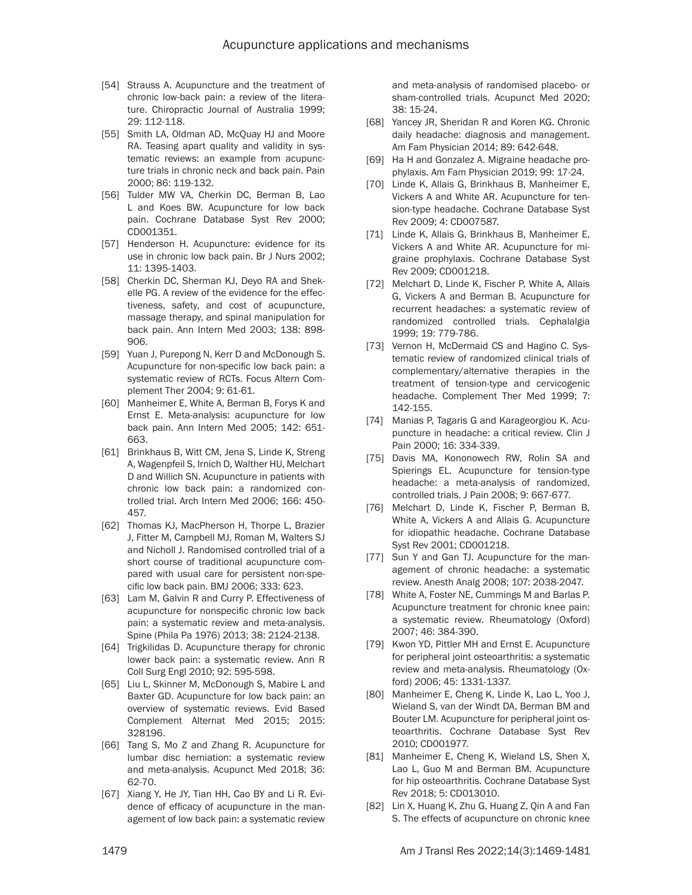[54] Strauss A. Acupuncture and the treatment of chronic low-back pain: a review of the literature. Chiropractic Journal of Australia 1999; 29: 112-118.

[55] Smith LA, Oldman AD, McQuay HJ and Moore RA. Teasing apart quality and validity in systematic reviews: an example from acupuncture trials in chronic neck and back pain. Pain 2000; 86: 119-132.

[56] Tulder MW VA, Cherkin DC, Berman B, Lao L and Koes BW. Acupuncture for low back pain. Cochrane Database Syst Rev 2000; CD001351.

[57] Henderson H. Acupuncture: evidence for its use in chronic low back pain. Br J Nurs 2002; 11: 1395-1403.

[58] Cherkin DC, Sherman KJ, Deyo RA and Shekelle PG. A review of the evidence for the effectiveness, safety, and cost of acupuncture, massage therapy, and spinal manipulation for back pain. Ann Intern Med 2003; 138: 898-906.

[59] Yuan J, Purepong N, Kerr D and McDonough S. Acupuncture for non-specific low back pain: a systematic review of RCTs. Focus Altern Complement Ther 2004; 9: 61-61.

[60] Manheimer E, White A, Berman B, Forys K and Ernst E. Meta-analysis: acupuncture for low back pain. Ann Intern Med 2005; 142: 651-663.

[61] Brinkhaus B, Witt CM, Jena S, Linde K, Streng A, Wagenpfeil S, Irnich D, Walther HU, Melchart D and Willich SN. Acupuncture in patients with chronic low back pain: a randomized controlled trial. Arch Intern Med 2006; 166: 450-457.

[62] Thomas KJ, MacPherson H, Thorpe L, Brazier J, Fitter M, Campbell MJ, Roman M, Walters SJ and Nicholl J. Randomised controlled trial of a short course of traditional acupuncture compared with usual care for persistent non-specific low back pain. BMJ 2006; 333: 623.

[63] Lam M, Galvin R and Curry P. Effectiveness of acupuncture for nonspecific chronic low back pain: a systematic review and meta-analysis. Spine (Phila Pa 1976) 2013; 38: 2124-2138.

[64] Trigkilidas D. Acupuncture therapy for chronic lower back pain: a systematic review. Ann R Coll Surg Engl 2010; 92: 595-598.

[65] Liu L, Skinner M, McDonough S, Mabire L and Baxter GD. Acupuncture for low back pain: an overview of systematic reviews. Evid Based Complement Alternat Med 2015; 2015: 328196.

[66] Tang S, Mo Z and Zhang R. Acupuncture for lumbar disc herniation: a systematic review and meta-analysis. Acupunct Med 2018; 36: 62-70.

[67] Xiang Y, He JY, Tian HH, Cao BY and Li R. Evidence of efficacy of acupuncture in the management of low back pain: a systematic review and meta-analysis of randomised placebo- or sham-controlled trials. Acupunct Med 2020; 38: 15-24.

[68] Yancey JR, Sheridan R and Koren KG. Chronic daily headache: diagnosis and management. Am Fam Physician 2014; 89: 642-648.

[69] Ha H and Gonzalez A. Migraine headache prophylaxis. Am Fam Physician 2019; 99: 17-24.

[70] Linde K, Allais G, Brinkhaus B, Manheimer E, Vickers A and White AR. Acupuncture for tension-type headache. Cochrane Database Syst Rev 2009; 4: CD007587.

[71] Linde K, Allais G, Brinkhaus B, Manheimer E, Vickers A and White AR. Acupuncture for migraine prophylaxis. Cochrane Database Syst Rev 2009; CD001218.

[72] Melchart D, Linde K, Fischer P, White A, Allais G, Vickers A and Berman B. Acupuncture for recurrent headaches: a systematic review of randomized controlled trials. Cephalalgia 1999; 19: 779-786.

[73] Vernon H, McDermaid CS and Hagino C. Systematic review of randomized clinical trials of complementary/alternative therapies in the treatment of tension-type and cervicogenic headache. Complement Ther Med 1999; 7: 142-155.

[74] Manias P, Tagaris G and Karageorgiou K. Acupuncture in headache: a critical review. Clin J Pain 2000; 16: 334-339.

[75] Davis MA, Kononowech RW, Rolin SA and Spierings EL. Acupuncture for tension-type headache: a meta-analysis of randomized, controlled trials. J Pain 2008; 9: 667-677.

[76] Melchart D, Linde K, Fischer P, Berman B, White A, Vickers A and Allais G. Acupuncture for idiopathic headache. Cochrane Database Syst Rev 2001; CD001218.

[77] Sun Y and Gan TJ. Acupuncture for the management of chronic headache: a systematic review. Anesth Analg 2008; 107: 2038-2047.

[78] White A, Foster NE, Cummings M and Barlas P. Acupuncture treatment for chronic knee pain: a systematic review. Rheumatology (Oxford) 2007; 46: 384-390.

[79] Kwon YD, Pittler MH and Ernst E. Acupuncture for peripheral joint osteoarthritis: a systematic review and meta-analysis. Rheumatology (Oxford) 2006; 45: 1331-1337.

[80] Manheimer E, Cheng K, Linde K, Lao L, Yoo J, Wieland S, van der Windt DA, Berman BM and Bouter LM. Acupuncture for peripheral joint osteoarthritis. Cochrane Database Syst Rev 2010; CD001977.

[81] Manheimer E, Cheng K, Wieland LS, Shen X, Lao L, Guo M and Berman BM. Acupuncture for hip osteoarthritis. Cochrane Database Syst Rev 2018; 5: CD013010.

[82] Lin X, Huang K, Zhu G, Huang Z, Qin A and Fan S. The effects of acupuncture on chronic knee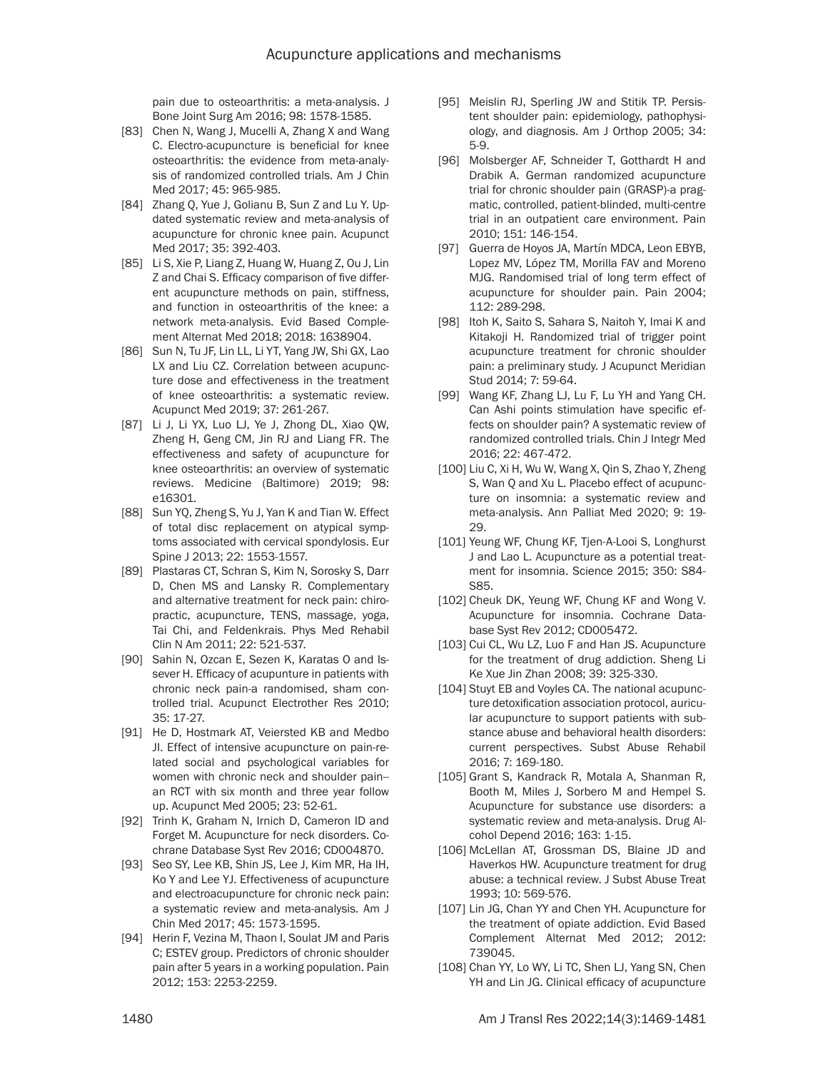pain due to osteoarthritis: a meta-analysis. J Bone Joint Surg Am 2016; 98: 1578-1585.

[83] Chen N, Wang J, Mucelli A, Zhang X and Wang C. Electro-acupuncture is beneficial for knee osteoarthritis: the evidence from meta-analysis of randomized controlled trials. Am J Chin Med 2017; 45: 965-985.

[84] Zhang Q, Yue J, Golianu B, Sun Z and Lu Y. Updated systematic review and meta-analysis of acupuncture for chronic knee pain. Acupunct Med 2017; 35: 392-403.

[85] Li S, Xie P, Liang Z, Huang W, Huang Z, Ou J, Lin Z and Chai S. Efficacy comparison of five different acupuncture methods on pain, stiffness, and function in osteoarthritis of the knee: a network meta-analysis. Evid Based Complement Alternat Med 2018; 2018: 1638904.

[86] Sun N, Tu JF, Lin LL, Li YT, Yang JW, Shi GX, Lao LX and Liu CZ. Correlation between acupuncture dose and effectiveness in the treatment of knee osteoarthritis: a systematic review. Acupunct Med 2019; 37: 261-267.

[87] Li J, Li YX, Luo LJ, Ye J, Zhong DL, Xiao QW, Zheng H, Geng CM, Jin RJ and Liang FR. The effectiveness and safety of acupuncture for knee osteoarthritis: an overview of systematic reviews. Medicine (Baltimore) 2019; 98: e16301.

[88] Sun YQ, Zheng S, Yu J, Yan K and Tian W. Effect of total disc replacement on atypical symptoms associated with cervical spondylosis. Eur Spine J 2013; 22: 1553-1557.

[89] Plastaras CT, Schran S, Kim N, Sorosky S, Darr D, Chen MS and Lansky R. Complementary and alternative treatment for neck pain: chiropractic, acupuncture, TENS, massage, yoga, Tai Chi, and Feldenkrais. Phys Med Rehabil Clin N Am 2011; 22: 521-537.

[90] Sahin N, Ozcan E, Sezen K, Karatas O and Issever H. Efficacy of acupunture in patients with chronic neck pain-a randomised, sham controlled trial. Acupunct Electrother Res 2010; 35: 17-27.

[91] He D, Hostmark AT, Veiersted KB and Medbo JI. Effect of intensive acupuncture on pain-related social and psychological variables for women with chronic neck and shoulder pain--an RCT with six month and three year follow up. Acupunct Med 2005; 23: 52-61.

[92] Trinh K, Graham N, Irnich D, Cameron ID and Forget M. Acupuncture for neck disorders. Cochrane Database Syst Rev 2016; CD004870.

[93] Seo SY, Lee KB, Shin JS, Lee J, Kim MR, Ha IH, Ko Y and Lee YJ. Effectiveness of acupuncture and electroacupuncture for chronic neck pain: a systematic review and meta-analysis. Am J Chin Med 2017; 45: 1573-1595.

[94] Herin F, Vezina M, Thaon I, Soulat JM and Paris C; ESTEV group. Predictors of chronic shoulder pain after 5 years in a working population. Pain 2012; 153: 2253-2259.

[95] Meislin RJ, Sperling JW and Stitik TP. Persistent shoulder pain: epidemiology, pathophysiology, and diagnosis. Am J Orthop 2005; 34: 5-9.

[96] Molsberger AF, Schneider T, Gotthardt H and Drabik A. German randomized acupuncture trial for chronic shoulder pain (GRASP)-a pragmatic, controlled, patient-blinded, multi-centre trial in an outpatient care environment. Pain 2010; 151: 146-154.

[97] Guerra de Hoyos JA, Martín MDCA, Leon EBYB, Lopez MV, López TM, Morilla FAV and Moreno MJG. Randomised trial of long term effect of acupuncture for shoulder pain. Pain 2004; 112: 289-298.

[98] Itoh K, Saito S, Sahara S, Naitoh Y, Imai K and Kitakoji H. Randomized trial of trigger point acupuncture treatment for chronic shoulder pain: a preliminary study. J Acupunct Meridian Stud 2014; 7: 59-64.

[99] Wang KF, Zhang LJ, Lu F, Lu YH and Yang CH. Can Ashi points stimulation have specific effects on shoulder pain? A systematic review of randomized controlled trials. Chin J Integr Med 2016; 22: 467-472.

[100] Liu C, Xi H, Wu W, Wang X, Qin S, Zhao Y, Zheng S, Wan Q and Xu L. Placebo effect of acupuncture on insomnia: a systematic review and meta-analysis. Ann Palliat Med 2020; 9: 19-29.

[101] Yeung WF, Chung KF, Tjen-A-Looi S, Longhurst J and Lao L. Acupuncture as a potential treatment for insomnia. Science 2015; 350: S84-S85.

[102] Cheuk DK, Yeung WF, Chung KF and Wong V. Acupuncture for insomnia. Cochrane Database Syst Rev 2012; CD005472.

[103] Cui CL, Wu LZ, Luo F and Han JS. Acupuncture for the treatment of drug addiction. Sheng Li Ke Xue Jin Zhan 2008; 39: 325-330.

[104] Stuyt EB and Voyles CA. The national acupuncture detoxification association protocol, auricular acupuncture to support patients with substance abuse and behavioral health disorders: current perspectives. Subst Abuse Rehabil 2016; 7: 169-180.

[105] Grant S, Kandrack R, Motala A, Shanman R, Booth M, Miles J, Sorbero M and Hempel S. Acupuncture for substance use disorders: a systematic review and meta-analysis. Drug Alcohol Depend 2016; 163: 1-15.

[106] McLellan AT, Grossman DS, Blaine JD and Haverkos HW. Acupuncture treatment for drug abuse: a technical review. J Subst Abuse Treat 1993; 10: 569-576.

[107] Lin JG, Chan YY and Chen YH. Acupuncture for the treatment of opiate addiction. Evid Based Complement Alternat Med 2012; 2012: 739045.

[108] Chan YY, Lo WY, Li TC, Shen LJ, Yang SN, Chen YH and Lin JG. Clinical efficacy of acupuncture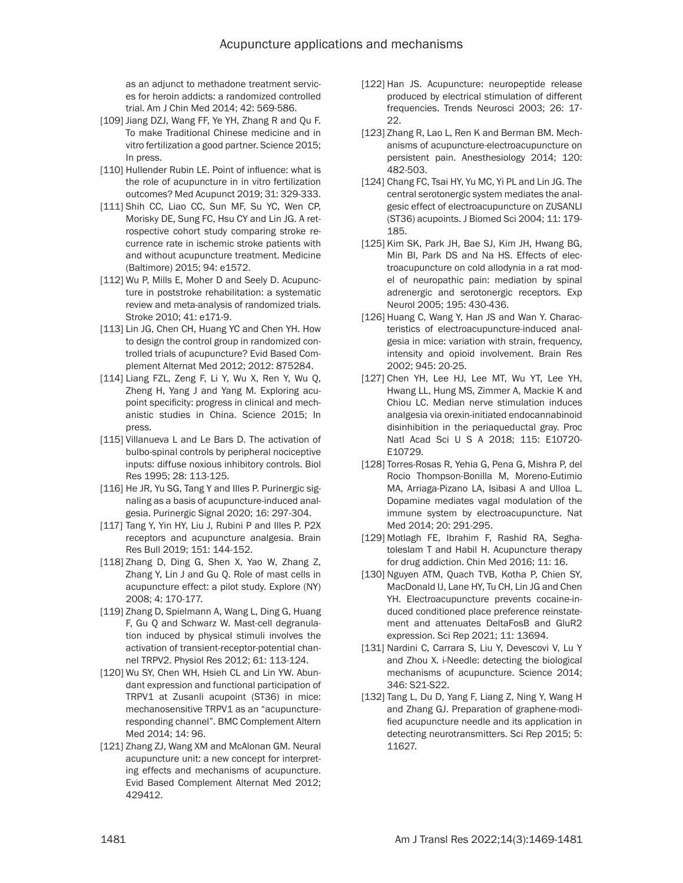as an adjunct to methadone treatment services for heroin addicts: a randomized controlled trial. Am J Chin Med 2014; 42: 569-586.

[109] Jiang DZJ, Wang FF, Ye YH, Zhang R and Qu F. To make Traditional Chinese medicine and in vitro fertilization a good partner. Science 2015; In press.

[110] Hullender Rubin LE. Point of influence: what is the role of acupuncture in in vitro fertilization outcomes? Med Acupunct 2019; 31: 329-333.

[111] Shih CC, Liao CC, Sun MF, Su YC, Wen CP, Morisky DE, Sung FC, Hsu CY and Lin JG. A retrospective cohort study comparing stroke recurrence rate in ischemic stroke patients with and without acupuncture treatment. Medicine (Baltimore) 2015; 94: e1572.

[112] Wu P, Mills E, Moher D and Seely D. Acupuncture in poststroke rehabilitation: a systematic review and meta-analysis of randomized trials. Stroke 2010; 41: e171-9.

[113] Lin JG, Chen CH, Huang YC and Chen YH. How to design the control group in randomized controlled trials of acupuncture? Evid Based Complement Alternat Med 2012; 2012: 875284.

[114] Liang FZL, Zeng F, Li Y, Wu X, Ren Y, Wu Q, Zheng H, Yang J and Yang M. Exploring acupoint specificity: progress in clinical and mechanistic studies in China. Science 2015; In press.

[115] Villanueva L and Le Bars D. The activation of bulbo-spinal controls by peripheral nociceptive inputs: diffuse noxious inhibitory controls. Biol Res 1995; 28: 113-125.

[116] He JR, Yu SG, Tang Y and Illes P. Purinergic signaling as a basis of acupuncture-induced analgesia. Purinergic Signal 2020; 16: 297-304.

[117] Tang Y, Yin HY, Liu J, Rubini P and Illes P. P2X receptors and acupuncture analgesia. Brain Res Bull 2019; 151: 144-152.

[118] Zhang D, Ding G, Shen X, Yao W, Zhang Z, Zhang Y, Lin J and Gu Q. Role of mast cells in acupuncture effect: a pilot study. Explore (NY) 2008; 4: 170-177.

[119] Zhang D, Spielmann A, Wang L, Ding G, Huang F, Gu Q and Schwarz W. Mast-cell degranulation induced by physical stimuli involves the activation of transient-receptor-potential channel TRPV2. Physiol Res 2012; 61: 113-124.

[120] Wu SY, Chen WH, Hsieh CL and Lin YW. Abundant expression and functional participation of TRPV1 at Zusanli acupoint (ST36) in mice: mechanosensitive TRPV1 as an "acupuncture-responding channel". BMC Complement Altern Med 2014; 14: 96.

[121] Zhang ZJ, Wang XM and McAlonan GM. Neural acupuncture unit: a new concept for interpreting effects and mechanisms of acupuncture. Evid Based Complement Alternat Med 2012; 429412.

[122] Han JS. Acupuncture: neuropeptide release produced by electrical stimulation of different frequencies. Trends Neurosci 2003; 26: 17-22.

[123] Zhang R, Lao L, Ren K and Berman BM. Mechanisms of acupuncture-electroacupuncture on persistent pain. Anesthesiology 2014; 120: 482-503.

[124] Chang FC, Tsai HY, Yu MC, Yi PL and Lin JG. The central serotonergic system mediates the analgesic effect of electroacupuncture on ZUSANLI (ST36) acupoints. J Biomed Sci 2004; 11: 179-185.

[125] Kim SK, Park JH, Bae SJ, Kim JH, Hwang BG, Min BI, Park DS and Na HS. Effects of electroacupuncture on cold allodynia in a rat model of neuropathic pain: mediation by spinal adrenergic and serotonergic receptors. Exp Neurol 2005; 195: 430-436.

[126] Huang C, Wang Y, Han JS and Wan Y. Characteristics of electroacupuncture-induced analgesia in mice: variation with strain, frequency, intensity and opioid involvement. Brain Res 2002; 945: 20-25.

[127] Chen YH, Lee HJ, Lee MT, Wu YT, Lee YH, Hwang LL, Hung MS, Zimmer A, Mackie K and Chiou LC. Median nerve stimulation induces analgesia via orexin-initiated endocannabinoid disinhibition in the periaqueductal gray. Proc Natl Acad Sci U S A 2018; 115: E10720-E10729.

[128] Torres-Rosas R, Yehia G, Pena G, Mishra P, del Rocio Thompson-Bonilla M, Moreno-Eutimio MA, Arriaga-Pizano LA, Isibasi A and Ulloa L. Dopamine mediates vagal modulation of the immune system by electroacupuncture. Nat Med 2014; 20: 291-295.

[129] Motlagh FE, Ibrahim F, Rashid RA, Seghatoleslam T and Habil H. Acupuncture therapy for drug addiction. Chin Med 2016; 11: 16.

[130] Nguyen ATM, Quach TVB, Kotha P, Chien SY, MacDonald IJ, Lane HY, Tu CH, Lin JG and Chen YH. Electroacupuncture prevents cocaine-induced conditioned place preference reinstatement and attenuates DeltaFosB and GluR2 expression. Sci Rep 2021; 11: 13694.

[131] Nardini C, Carrara S, Liu Y, Devescovi V, Lu Y and Zhou X. i-Needle: detecting the biological mechanisms of acupuncture. Science 2014; 346: S21-S22.

[132] Tang L, Du D, Yang F, Liang Z, Ning Y, Wang H and Zhang GJ. Preparation of graphene-modified acupuncture needle and its application in detecting neurotransmitters. Sci Rep 2015; 5: 11627.